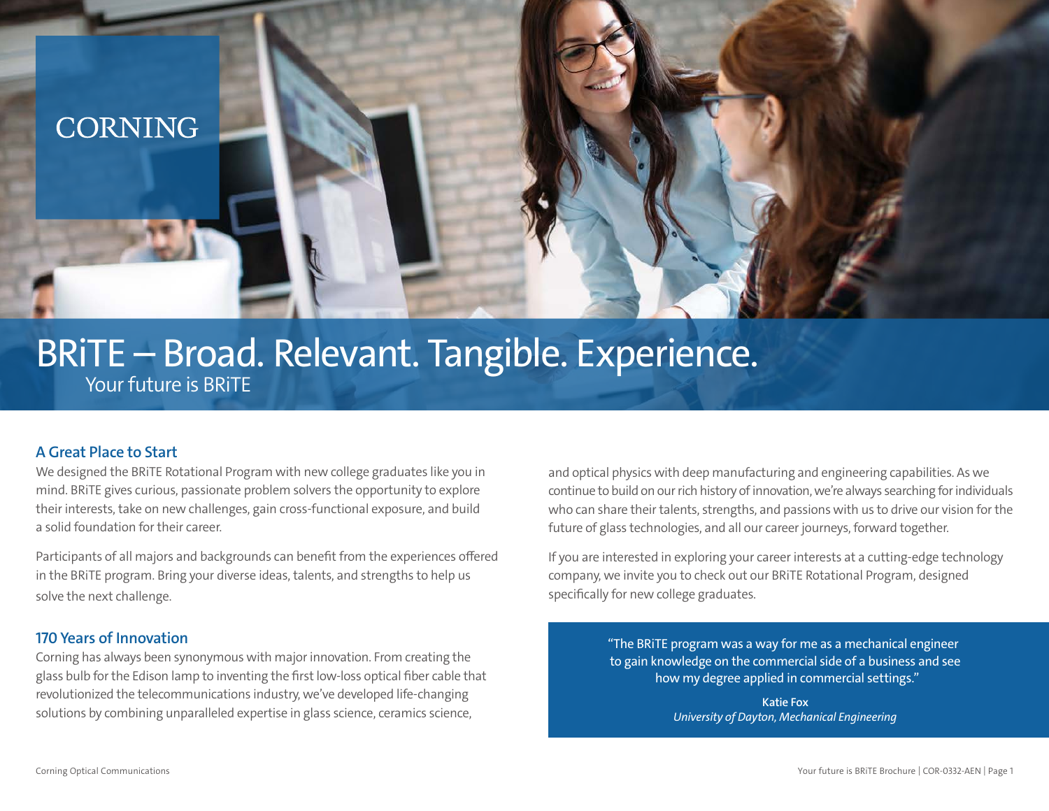CORNING

# BRiTE – Broad. Relevant. Tangible. Experience.

Your future is BRiTE

## A Great Place to Start

We designed the BRiTE Rotational Program with new college graduates like you in mind. BRiTE gives curious, passionate problem solvers the opportunity to explore their interests, take on new challenges, gain cross-functional exposure, and build a solid foundation for their career.

Participants of all majors and backgrounds can benefit from the experiences offered in the BRiTE program. Bring your diverse ideas, talents, and strengths to help us solve the next challenge.

## 170 Years of Innovation

Corning has always been synonymous with major innovation. From creating the glass bulb for the Edison lamp to inventing the first low-loss optical fiber cable that revolutionized the telecommunications industry, we've developed life-changing solutions by combining unparalleled expertise in glass science, ceramics science, and optical physics with deep manufacturing and engineering capabilities. As we continue to build on our rich history of innovation, we're always searching for individuals who can share their talents, strengths, and passions with us to drive our vision for the future of glass technologies, and all our career journeys, forward together.

If you are interested in exploring your career interests at a cutting-edge technology company, we invite you to check out our BRiTE Rotational Program, designed specifically for new college graduates.

> "The BRiTE program was a way for me as a mechanical engineer to gain knowledge on the commercial side of a business and see how my degree applied in commercial settings."
>
> **Katie Fox**
> *University of Dayton, Mechanical Engineering*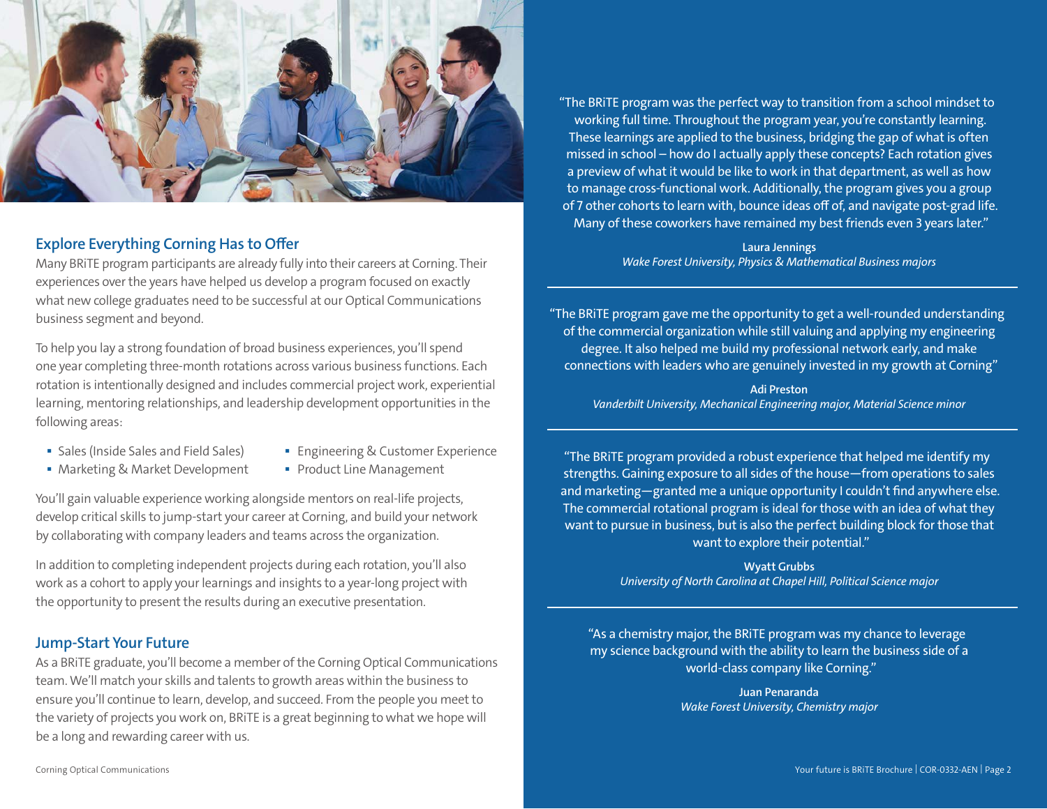## Explore Everything Corning Has to Offer

Many BRiTE program participants are already fully into their careers at Corning. Their experiences over the years have helped us develop a program focused on exactly what new college graduates need to be successful at our Optical Communications business segment and beyond.

To help you lay a strong foundation of broad business experiences, you'll spend one year completing three-month rotations across various business functions. Each rotation is intentionally designed and includes commercial project work, experiential learning, mentoring relationships, and leadership development opportunities in the following areas:

- Sales (Inside Sales and Field Sales)
- Marketing & Market Development
- Engineering & Customer Experience
- Product Line Management

You'll gain valuable experience working alongside mentors on real-life projects, develop critical skills to jump-start your career at Corning, and build your network by collaborating with company leaders and teams across the organization.

In addition to completing independent projects during each rotation, you'll also work as a cohort to apply your learnings and insights to a year-long project with the opportunity to present the results during an executive presentation.

## Jump-Start Your Future

As a BRiTE graduate, you'll become a member of the Corning Optical Communications team. We'll match your skills and talents to growth areas within the business to ensure you'll continue to learn, develop, and succeed. From the people you meet to the variety of projects you work on, BRiTE is a great beginning to what we hope will be a long and rewarding career with us.

"The BRiTE program was the perfect way to transition from a school mindset to working full time. Throughout the program year, you're constantly learning. These learnings are applied to the business, bridging the gap of what is often missed in school – how do I actually apply these concepts? Each rotation gives a preview of what it would be like to work in that department, as well as how to manage cross-functional work. Additionally, the program gives you a group of 7 other cohorts to learn with, bounce ideas off of, and navigate post-grad life. Many of these coworkers have remained my best friends even 3 years later."

**Laura Jennings**
*Wake Forest University, Physics & Mathematical Business majors*

---

"The BRiTE program gave me the opportunity to get a well-rounded understanding of the commercial organization while still valuing and applying my engineering degree. It also helped me build my professional network early, and make connections with leaders who are genuinely invested in my growth at Corning"

**Adi Preston**
*Vanderbilt University, Mechanical Engineering major, Material Science minor*

---

"The BRiTE program provided a robust experience that helped me identify my strengths. Gaining exposure to all sides of the house—from operations to sales and marketing—granted me a unique opportunity I couldn't find anywhere else. The commercial rotational program is ideal for those with an idea of what they want to pursue in business, but is also the perfect building block for those that want to explore their potential."

**Wyatt Grubbs**
*University of North Carolina at Chapel Hill, Political Science major*

---

"As a chemistry major, the BRiTE program was my chance to leverage my science background with the ability to learn the business side of a world-class company like Corning."

**Juan Penaranda**
*Wake Forest University, Chemistry major*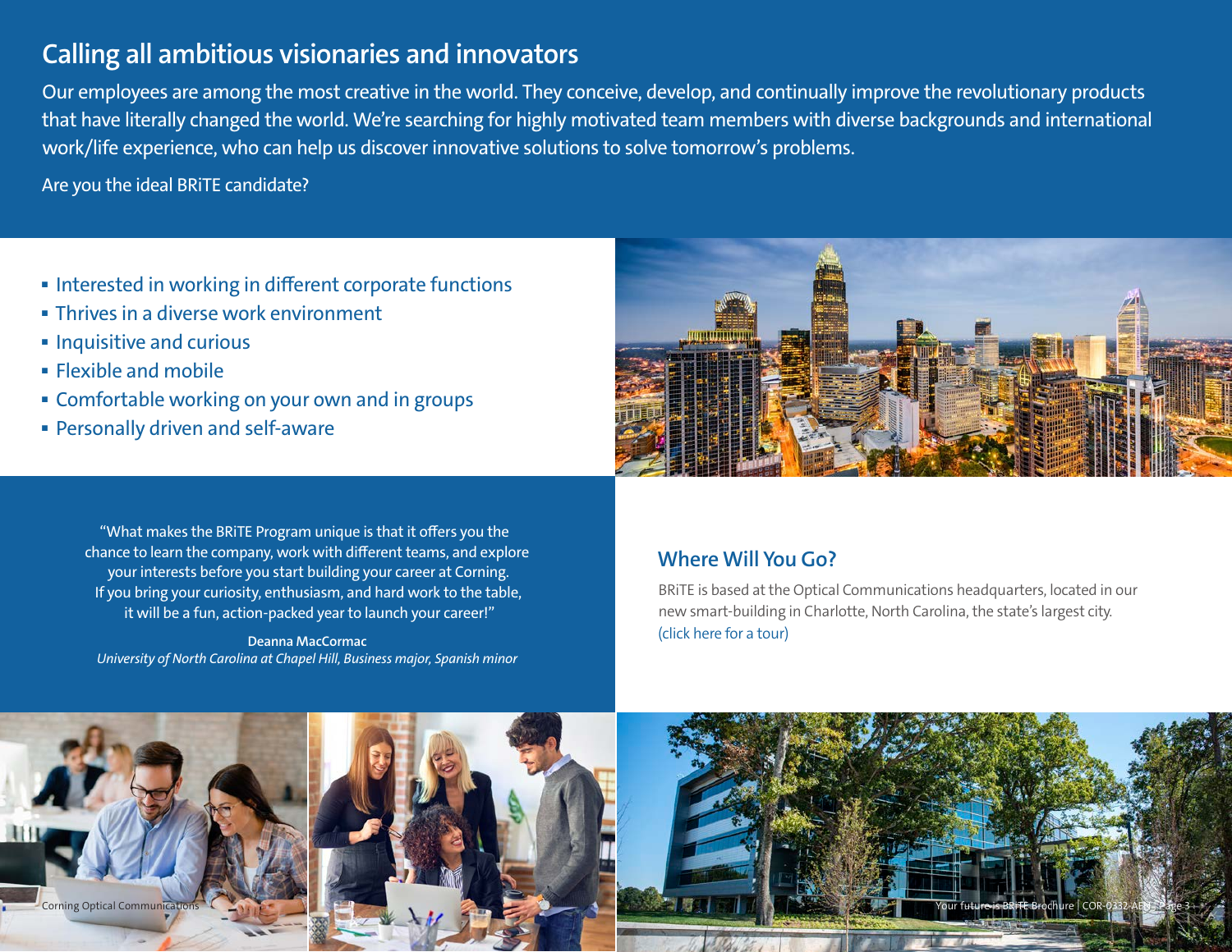## Calling all ambitious visionaries and innovators

Our employees are among the most creative in the world. They conceive, develop, and continually improve the revolutionary products that have literally changed the world. We're searching for highly motivated team members with diverse backgrounds and international work/life experience, who can help us discover innovative solutions to solve tomorrow's problems.

Are you the ideal BRiTE candidate?

- Interested in working in different corporate functions
- Thrives in a diverse work environment
- Inquisitive and curious
- Flexible and mobile
- Comfortable working on your own and in groups
- Personally driven and self-aware

"What makes the BRiTE Program unique is that it offers you the chance to learn the company, work with different teams, and explore your interests before you start building your career at Corning. If you bring your curiosity, enthusiasm, and hard work to the table, it will be a fun, action-packed year to launch your career!"

**Deanna MacCormac**
*University of North Carolina at Chapel Hill, Business major, Spanish minor*

### Where Will You Go?

BRiTE is based at the Optical Communications headquarters, located in our new smart-building in Charlotte, North Carolina, the state's largest city. (click here for a tour)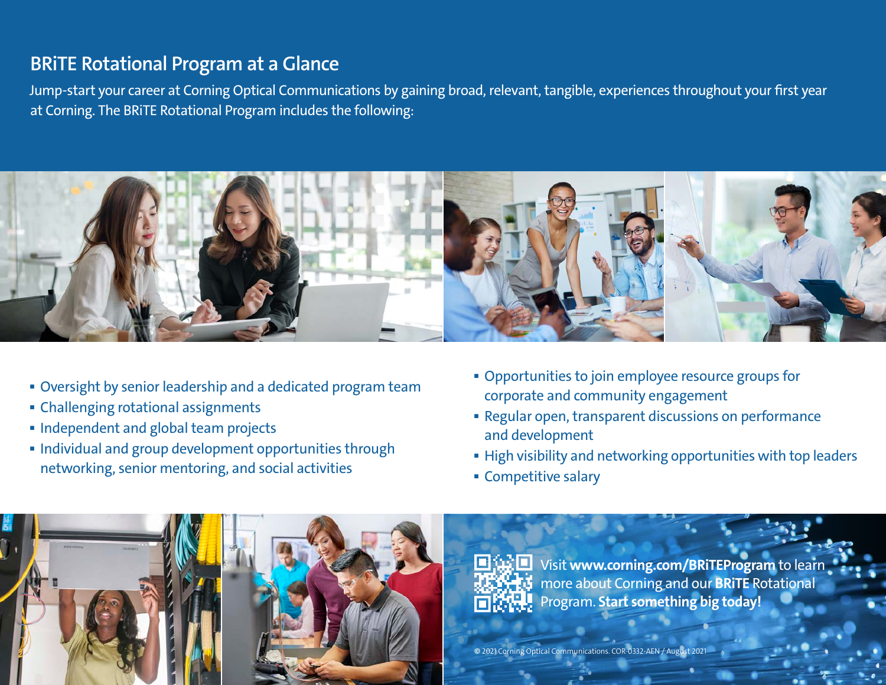## BRiTE Rotational Program at a Glance

Jump-start your career at Corning Optical Communications by gaining broad, relevant, tangible, experiences throughout your first year at Corning. The BRiTE Rotational Program includes the following:

- Oversight by senior leadership and a dedicated program team
- Challenging rotational assignments
- Independent and global team projects
- Individual and group development opportunities through networking, senior mentoring, and social activities
- Opportunities to join employee resource groups for corporate and community engagement
- Regular open, transparent discussions on performance and development
- High visibility and networking opportunities with top leaders
- Competitive salary

Visit **www.corning.com/BRiTEProgram** to learn more about Corning and our **BRiTE** Rotational Program. **Start something big today!**

© 2021 Corning Optical Communications. COR-0332-AEN / August 2021